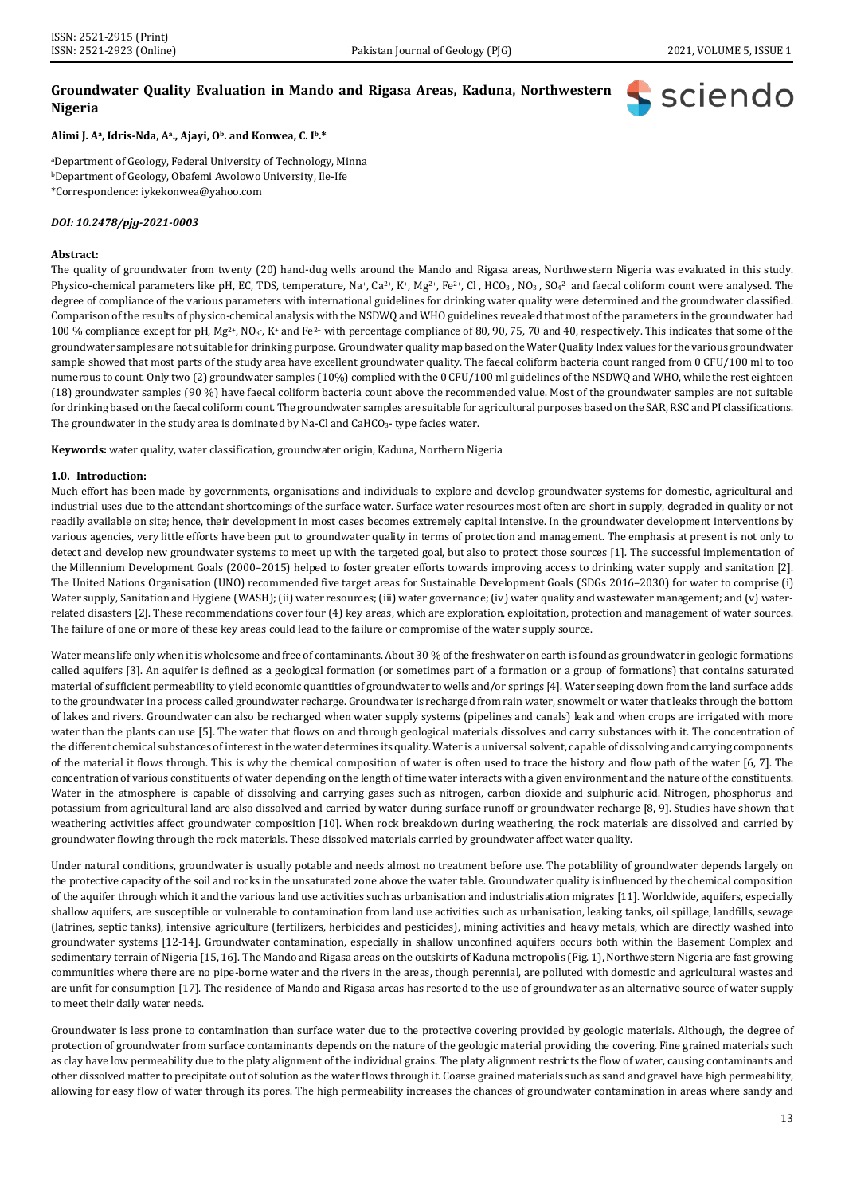# Groundwater Quality Evaluation in Mando and Rigasa Areas, Kaduna, Northwestern Nigeria

**Alimi J. A[a], Idris-Nda, A[a]., Ajayi, O[b]. and Konwea, C. I[b].***

[a]Department of Geology, Federal University of Technology, Minna
[b]Department of Geology, Obafemi Awolowo University, Ile-Ife
*Correspondence: iykekonwea@yahoo.com

***DOI: 10.2478/pjg-2021-0003***

**Abstract:**

The quality of groundwater from twenty (20) hand-dug wells around the Mando and Rigasa areas, Northwestern Nigeria was evaluated in this study. Physico-chemical parameters like pH, EC, TDS, temperature, $Na^{+}$, $Ca^{2+}$, $K^{+}$, $Mg^{2+}$, $Fe^{2+}$, $Cl^{-}$, $HCO_3^{-}$, $NO_3^{-}$, $SO_4^{2-}$ and faecal coliform count were analysed. The degree of compliance of the various parameters with international guidelines for drinking water quality were determined and the groundwater classified. Comparison of the results of physico-chemical analysis with the NSDWQ and WHO guidelines revealed that most of the parameters in the groundwater had 100 % compliance except for pH, $Mg^{2+}$, $NO_3^{-}$, $K^{+}$ and $Fe^{2+}$ with percentage compliance of 80, 90, 75, 70 and 40, respectively. This indicates that some of the groundwater samples are not suitable for drinking purpose. Groundwater quality map based on the Water Quality Index values for the various groundwater sample showed that most parts of the study area have excellent groundwater quality. The faecal coliform bacteria count ranged from 0 CFU/100 ml to too numerous to count. Only two (2) groundwater samples (10%) complied with the 0 CFU/100 ml guidelines of the NSDWQ and WHO, while the rest eighteen (18) groundwater samples (90 %) have faecal coliform bacteria count above the recommended value. Most of the groundwater samples are not suitable for drinking based on the faecal coliform count. The groundwater samples are suitable for agricultural purposes based on the SAR, RSC and PI classifications. The groundwater in the study area is dominated by Na-Cl and $CaHCO_3$- type facies water.

**Keywords:** water quality, water classification, groundwater origin, Kaduna, Northern Nigeria

## 1.0. Introduction:

Much effort has been made by governments, organisations and individuals to explore and develop groundwater systems for domestic, agricultural and industrial uses due to the attendant shortcomings of the surface water. Surface water resources most often are short in supply, degraded in quality or not readily available on site; hence, their development in most cases becomes extremely capital intensive. In the groundwater development interventions by various agencies, very little efforts have been put to groundwater quality in terms of protection and management. The emphasis at present is not only to detect and develop new groundwater systems to meet up with the targeted goal, but also to protect those sources [1]. The successful implementation of the Millennium Development Goals (2000–2015) helped to foster greater efforts towards improving access to drinking water supply and sanitation [2]. The United Nations Organisation (UNO) recommended five target areas for Sustainable Development Goals (SDGs 2016–2030) for water to comprise (i) Water supply, Sanitation and Hygiene (WASH); (ii) water resources; (iii) water governance; (iv) water quality and wastewater management; and (v) water-related disasters [2]. These recommendations cover four (4) key areas, which are exploration, exploitation, protection and management of water sources. The failure of one or more of these key areas could lead to the failure or compromise of the water supply source.

Water means life only when it is wholesome and free of contaminants. About 30 % of the freshwater on earth is found as groundwater in geologic formations called aquifers [3]. An aquifer is defined as a geological formation (or sometimes part of a formation or a group of formations) that contains saturated material of sufficient permeability to yield economic quantities of groundwater to wells and/or springs [4]. Water seeping down from the land surface adds to the groundwater in a process called groundwater recharge. Groundwater is recharged from rain water, snowmelt or water that leaks through the bottom of lakes and rivers. Groundwater can also be recharged when water supply systems (pipelines and canals) leak and when crops are irrigated with more water than the plants can use [5]. The water that flows on and through geological materials dissolves and carry substances with it. The concentration of the different chemical substances of interest in the water determines its quality. Water is a universal solvent, capable of dissolving and carrying components of the material it flows through. This is why the chemical composition of water is often used to trace the history and flow path of the water [6, 7]. The concentration of various constituents of water depending on the length of time water interacts with a given environment and the nature of the constituents. Water in the atmosphere is capable of dissolving and carrying gases such as nitrogen, carbon dioxide and sulphuric acid. Nitrogen, phosphorus and potassium from agricultural land are also dissolved and carried by water during surface runoff or groundwater recharge [8, 9]. Studies have shown that weathering activities affect groundwater composition [10]. When rock breakdown during weathering, the rock materials are dissolved and carried by groundwater flowing through the rock materials. These dissolved materials carried by groundwater affect water quality.

Under natural conditions, groundwater is usually potable and needs almost no treatment before use. The potablility of groundwater depends largely on the protective capacity of the soil and rocks in the unsaturated zone above the water table. Groundwater quality is influenced by the chemical composition of the aquifer through which it and the various land use activities such as urbanisation and industrialisation migrates [11]. Worldwide, aquifers, especially shallow aquifers, are susceptible or vulnerable to contamination from land use activities such as urbanisation, leaking tanks, oil spillage, landfills, sewage (latrines, septic tanks), intensive agriculture (fertilizers, herbicides and pesticides), mining activities and heavy metals, which are directly washed into groundwater systems [12-14]. Groundwater contamination, especially in shallow unconfined aquifers occurs both within the Basement Complex and sedimentary terrain of Nigeria [15, 16]. The Mando and Rigasa areas on the outskirts of Kaduna metropolis (Fig. 1), Northwestern Nigeria are fast growing communities where there are no pipe-borne water and the rivers in the areas, though perennial, are polluted with domestic and agricultural wastes and are unfit for consumption [17]. The residence of Mando and Rigasa areas has resorted to the use of groundwater as an alternative source of water supply to meet their daily water needs.

Groundwater is less prone to contamination than surface water due to the protective covering provided by geologic materials. Although, the degree of protection of groundwater from surface contaminants depends on the nature of the geologic material providing the covering. Fine grained materials such as clay have low permeability due to the platy alignment of the individual grains. The platy alignment restricts the flow of water, causing contaminants and other dissolved matter to precipitate out of solution as the water flows through it. Coarse grained materials such as sand and gravel have high permeability, allowing for easy flow of water through its pores. The high permeability increases the chances of groundwater contamination in areas where sandy and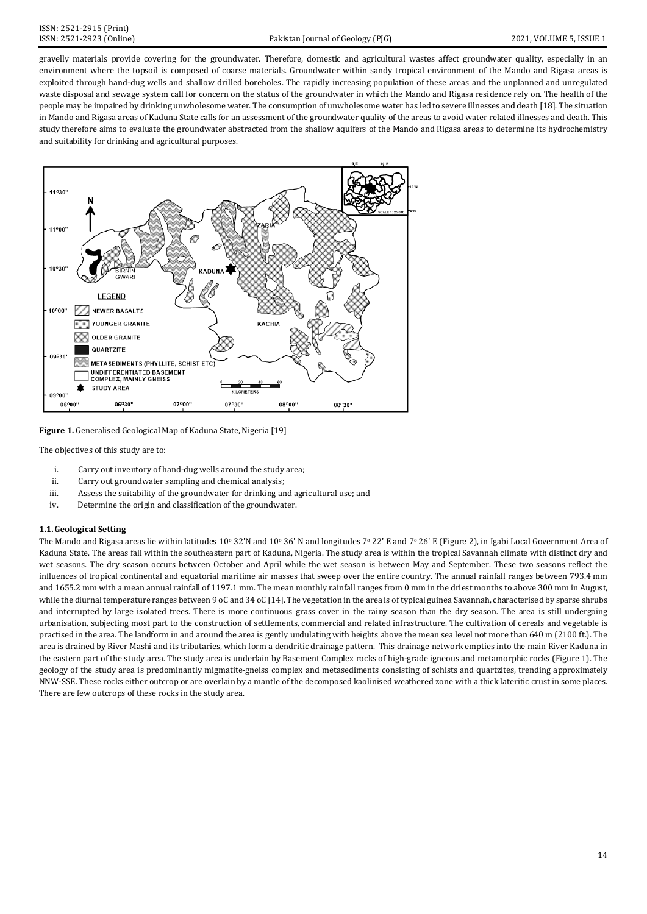gravelly materials provide covering for the groundwater. Therefore, domestic and agricultural wastes affect groundwater quality, especially in an environment where the topsoil is composed of coarse materials. Groundwater within sandy tropical environment of the Mando and Rigasa areas is exploited through hand-dug wells and shallow drilled boreholes. The rapidly increasing population of these areas and the unplanned and unregulated waste disposal and sewage system call for concern on the status of the groundwater in which the Mando and Rigasa residence rely on. The health of the people may be impaired by drinking unwholesome water. The consumption of unwholesome water has led to severe illnesses and death [18]. The situation in Mando and Rigasa areas of Kaduna State calls for an assessment of the groundwater quality of the areas to avoid water related illnesses and death. This study therefore aims to evaluate the groundwater abstracted from the shallow aquifers of the Mando and Rigasa areas to determine its hydrochemistry and suitability for drinking and agricultural purposes.

**Figure 1.** Generalised Geological Map of Kaduna State, Nigeria [19]

The objectives of this study are to:

i. Carry out inventory of hand-dug wells around the study area;
ii. Carry out groundwater sampling and chemical analysis;
iii. Assess the suitability of the groundwater for drinking and agricultural use; and
iv. Determine the origin and classification of the groundwater.

### 1.1. Geological Setting

The Mando and Rigasa areas lie within latitudes 10° 32'N and 10° 36' N and longitudes 7° 22' E and 7° 26' E (Figure 2), in Igabi Local Government Area of Kaduna State. The areas fall within the southeastern part of Kaduna, Nigeria. The study area is within the tropical Savannah climate with distinct dry and wet seasons. The dry season occurs between October and April while the wet season is between May and September. These two seasons reflect the influences of tropical continental and equatorial maritime air masses that sweep over the entire country. The annual rainfall ranges between 793.4 mm and 1655.2 mm with a mean annual rainfall of 1197.1 mm. The mean monthly rainfall ranges from 0 mm in the driest months to above 300 mm in August, while the diurnal temperature ranges between 9 oC and 34 oC [14]. The vegetation in the area is of typical guinea Savannah, characterised by sparse shrubs and interrupted by large isolated trees. There is more continuous grass cover in the rainy season than the dry season. The area is still undergoing urbanisation, subjecting most part to the construction of settlements, commercial and related infrastructure. The cultivation of cereals and vegetable is practised in the area. The landform in and around the area is gently undulating with heights above the mean sea level not more than 640 m (2100 ft.). The area is drained by River Mashi and its tributaries, which form a dendritic drainage pattern. This drainage network empties into the main River Kaduna in the eastern part of the study area. The study area is underlain by Basement Complex rocks of high-grade igneous and metamorphic rocks (Figure 1). The geology of the study area is predominantly migmatite-gneiss complex and metasediments consisting of schists and quartzites, trending approximately NNW-SSE. These rocks either outcrop or are overlain by a mantle of the decomposed kaolinised weathered zone with a thick lateritic crust in some places. There are few outcrops of these rocks in the study area.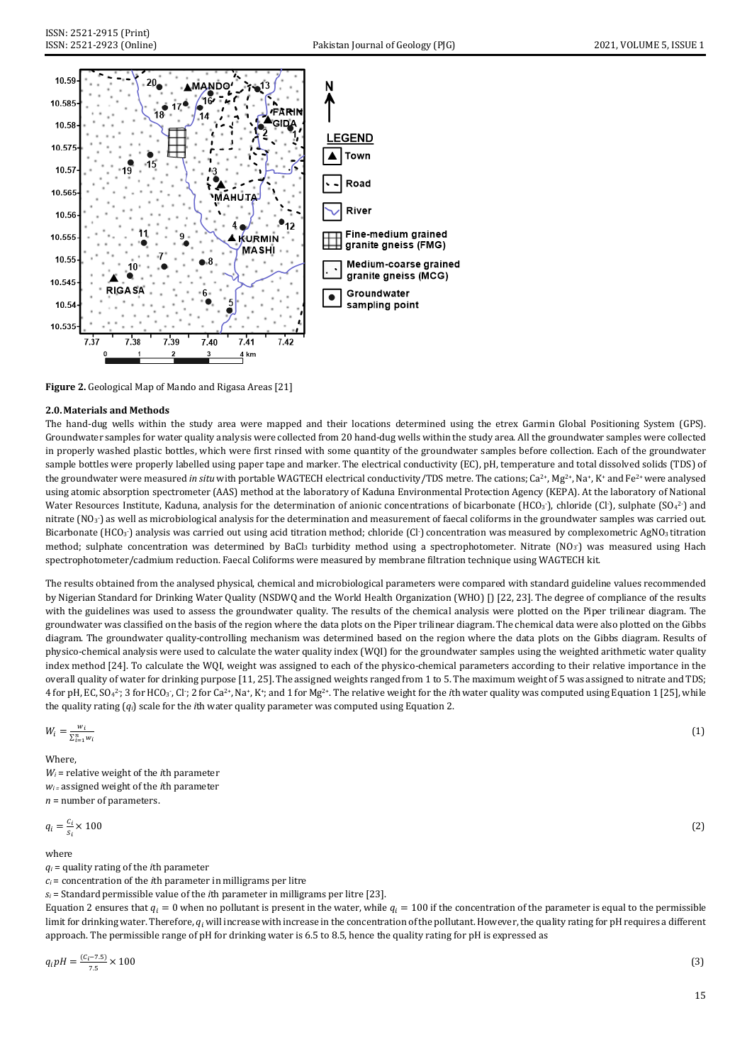Figure 2. Geological Map of Mando and Rigasa Areas [21]

### 2.0. Materials and Methods

The hand-dug wells within the study area were mapped and their locations determined using the etrex Garmin Global Positioning System (GPS). Groundwater samples for water quality analysis were collected from 20 hand-dug wells within the study area. All the groundwater samples were collected in properly washed plastic bottles, which were first rinsed with some quantity of the groundwater samples before collection. Each of the groundwater sample bottles were properly labelled using paper tape and marker. The electrical conductivity (EC), pH, temperature and total dissolved solids (TDS) of the groundwater were measured *in situ* with portable WAGTECH electrical conductivity/TDS metre. The cations; $Ca^{2+}$, $Mg^{2+}$, $Na^{+}$, $K^{+}$ and $Fe^{2+}$ were analysed using atomic absorption spectrometer (AAS) method at the laboratory of Kaduna Environmental Protection Agency (KEPA). At the laboratory of National Water Resources Institute, Kaduna, analysis for the determination of anionic concentrations of bicarbonate ($HCO_3^-$), chloride ($Cl^-$), sulphate ($SO_4^{2-}$) and nitrate ($NO_3^-$) as well as microbiological analysis for the determination and measurement of faecal coliforms in the groundwater samples was carried out. Bicarbonate ($HCO_3^-$) analysis was carried out using acid titration method; chloride ($Cl^-$) concentration was measured by complexometric $AgNO_3$ titration method; sulphate concentration was determined by $BaCl_3$ turbidity method using a spectrophotometer. Nitrate ($NO_3^-$) was measured using Hach spectrophotometer/cadmium reduction. Faecal Coliforms were measured by membrane filtration technique using WAGTECH kit.

The results obtained from the analysed physical, chemical and microbiological parameters were compared with standard guideline values recommended by Nigerian Standard for Drinking Water Quality (NSDWQ and the World Health Organization (WHO) [] [22, 23]. The degree of compliance of the results with the guidelines was used to assess the groundwater quality. The results of the chemical analysis were plotted on the Piper trilinear diagram. The groundwater was classified on the basis of the region where the data plots on the Piper trilinear diagram. The chemical data were also plotted on the Gibbs diagram. The groundwater quality-controlling mechanism was determined based on the region where the data plots on the Gibbs diagram. Results of physico-chemical analysis were used to calculate the water quality index (WQI) for the groundwater samples using the weighted arithmetic water quality index method [24]. To calculate the WQI, weight was assigned to each of the physico-chemical parameters according to their relative importance in the overall quality of water for drinking purpose [11, 25]. The assigned weights ranged from 1 to 5. The maximum weight of 5 was assigned to nitrate and TDS; 4 for pH, EC, $SO_4^{2-}$; 3 for $HCO_3^-$, $Cl^-$; 2 for $Ca^{2+}$, $Na^{+}$, $K^{+}$; and 1 for $Mg^{2+}$. The relative weight for the *i*th water quality was computed using Equation 1 [25], while the quality rating ($q_i$) scale for the *i*th water quality parameter was computed using Equation 2.

$$W_i = \frac{w_i}{\sum_{i=1}^{n} w_i} \tag{1}$$

Where,
$W_i$ = relative weight of the *i*th parameter
$w_i$ = assigned weight of the *i*th parameter
$n$ = number of parameters.

$$q_i = \frac{c_i}{s_i} \times 100 \tag{2}$$

where
$q_i$ = quality rating of the *i*th parameter
$c_i$ = concentration of the *i*th parameter in milligrams per litre
$s_i$ = Standard permissible value of the *i*th parameter in milligrams per litre [23].

Equation 2 ensures that $q_i = 0$ when no pollutant is present in the water, while $q_i = 100$ if the concentration of the parameter is equal to the permissible limit for drinking water. Therefore, $q_i$ will increase with increase in the concentration of the pollutant. However, the quality rating for pH requires a different approach. The permissible range of pH for drinking water is 6.5 to 8.5, hence the quality rating for pH is expressed as

$$q_i pH = \frac{(C_i - 7.5)}{7.5} \times 100 \tag{3}$$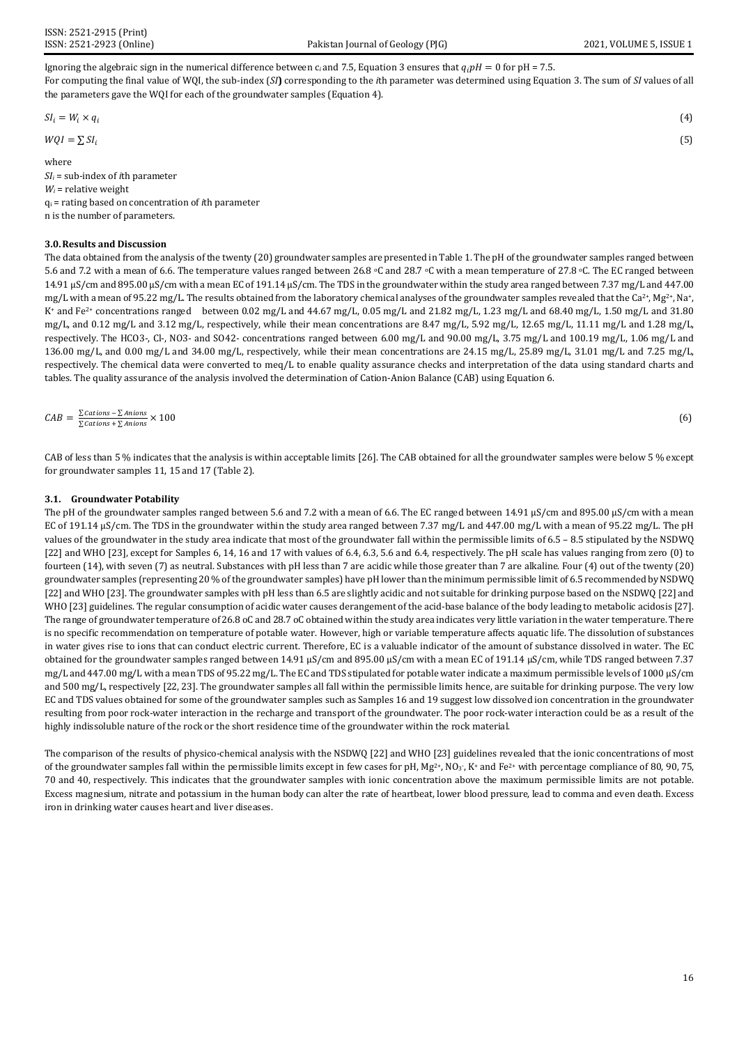Ignoring the algebraic sign in the numerical difference between $c_i$ and 7.5, Equation 3 ensures that $q_i pH = 0$ for pH = 7.5.

For computing the final value of WQI, the sub-index (*SI***)** corresponding to the *i*th parameter was determined using Equation 3. The sum of *SI* values of all the parameters gave the WQI for each of the groundwater samples (Equation 4).

$$SI_i = W_i \times q_i \tag{4}$$

$$WQI = \sum SI_i \tag{5}$$

where

$SI_i$ = sub-index of *i*th parameter

$W_i$ = relative weight

$q_i$ = rating based on concentration of *i*th parameter

n is the number of parameters.

## 3.0. Results and Discussion

The data obtained from the analysis of the twenty (20) groundwater samples are presented in Table 1. The pH of the groundwater samples ranged between 5.6 and 7.2 with a mean of 6.6. The temperature values ranged between 26.8 ᵒC and 28.7 ᵒC with a mean temperature of 27.8 ᵒC. The EC ranged between 14.91 µS/cm and 895.00 µS/cm with a mean EC of 191.14 µS/cm. The TDS in the groundwater within the study area ranged between 7.37 mg/L and 447.00 mg/L with a mean of 95.22 mg/L. The results obtained from the laboratory chemical analyses of the groundwater samples revealed that the $Ca^{2+}$, $Mg^{2+}$, $Na^{+}$, $K^{+}$ and $Fe^{2+}$ concentrations ranged between 0.02 mg/L and 44.67 mg/L, 0.05 mg/L and 21.82 mg/L, 1.23 mg/L and 68.40 mg/L, 1.50 mg/L and 31.80 mg/L, and 0.12 mg/L and 3.12 mg/L, respectively, while their mean concentrations are 8.47 mg/L, 5.92 mg/L, 12.65 mg/L, 11.11 mg/L and 1.28 mg/L, respectively. The HCO3-, Cl-, NO3- and SO42- concentrations ranged between 6.00 mg/L and 90.00 mg/L, 3.75 mg/L and 100.19 mg/L, 1.06 mg/L and 136.00 mg/L, and 0.00 mg/L and 34.00 mg/L, respectively, while their mean concentrations are 24.15 mg/L, 25.89 mg/L, 31.01 mg/L and 7.25 mg/L, respectively. The chemical data were converted to meq/L to enable quality assurance checks and interpretation of the data using standard charts and tables. The quality assurance of the analysis involved the determination of Cation-Anion Balance (CAB) using Equation 6.

$$CAB = \frac{\sum Cations - \sum Anions}{\sum Cations + \sum Anions} \times 100 \tag{6}$$

CAB of less than 5 % indicates that the analysis is within acceptable limits [26]. The CAB obtained for all the groundwater samples were below 5 % except for groundwater samples 11, 15 and 17 (Table 2).

### 3.1. Groundwater Potability

The pH of the groundwater samples ranged between 5.6 and 7.2 with a mean of 6.6. The EC ranged between 14.91 µS/cm and 895.00 µS/cm with a mean EC of 191.14 µS/cm. The TDS in the groundwater within the study area ranged between 7.37 mg/L and 447.00 mg/L with a mean of 95.22 mg/L. The pH values of the groundwater in the study area indicate that most of the groundwater fall within the permissible limits of 6.5 – 8.5 stipulated by the NSDWQ [22] and WHO [23], except for Samples 6, 14, 16 and 17 with values of 6.4, 6.3, 5.6 and 6.4, respectively. The pH scale has values ranging from zero (0) to fourteen (14), with seven (7) as neutral. Substances with pH less than 7 are acidic while those greater than 7 are alkaline. Four (4) out of the twenty (20) groundwater samples (representing 20 % of the groundwater samples) have pH lower than the minimum permissible limit of 6.5 recommended by NSDWQ [22] and WHO [23]. The groundwater samples with pH less than 6.5 are slightly acidic and not suitable for drinking purpose based on the NSDWQ [22] and WHO [23] guidelines. The regular consumption of acidic water causes derangement of the acid-base balance of the body leading to metabolic acidosis [27]. The range of groundwater temperature of 26.8 oC and 28.7 oC obtained within the study area indicates very little variation in the water temperature. There is no specific recommendation on temperature of potable water. However, high or variable temperature affects aquatic life. The dissolution of substances in water gives rise to ions that can conduct electric current. Therefore, EC is a valuable indicator of the amount of substance dissolved in water. The EC obtained for the groundwater samples ranged between 14.91 µS/cm and 895.00 µS/cm with a mean EC of 191.14 µS/cm, while TDS ranged between 7.37 mg/L and 447.00 mg/L with a mean TDS of 95.22 mg/L. The EC and TDS stipulated for potable water indicate a maximum permissible levels of 1000 µS/cm and 500 mg/L, respectively [22, 23]. The groundwater samples all fall within the permissible limits hence, are suitable for drinking purpose. The very low EC and TDS values obtained for some of the groundwater samples such as Samples 16 and 19 suggest low dissolved ion concentration in the groundwater resulting from poor rock-water interaction in the recharge and transport of the groundwater. The poor rock-water interaction could be as a result of the highly indissoluble nature of the rock or the short residence time of the groundwater within the rock material.

The comparison of the results of physico-chemical analysis with the NSDWQ [22] and WHO [23] guidelines revealed that the ionic concentrations of most of the groundwater samples fall within the permissible limits except in few cases for pH, $Mg^{2+}$, $NO_3^-$, $K^+$ and $Fe^{2+}$ with percentage compliance of 80, 90, 75, 70 and 40, respectively. This indicates that the groundwater samples with ionic concentration above the maximum permissible limits are not potable. Excess magnesium, nitrate and potassium in the human body can alter the rate of heartbeat, lower blood pressure, lead to comma and even death. Excess iron in drinking water causes heart and liver diseases.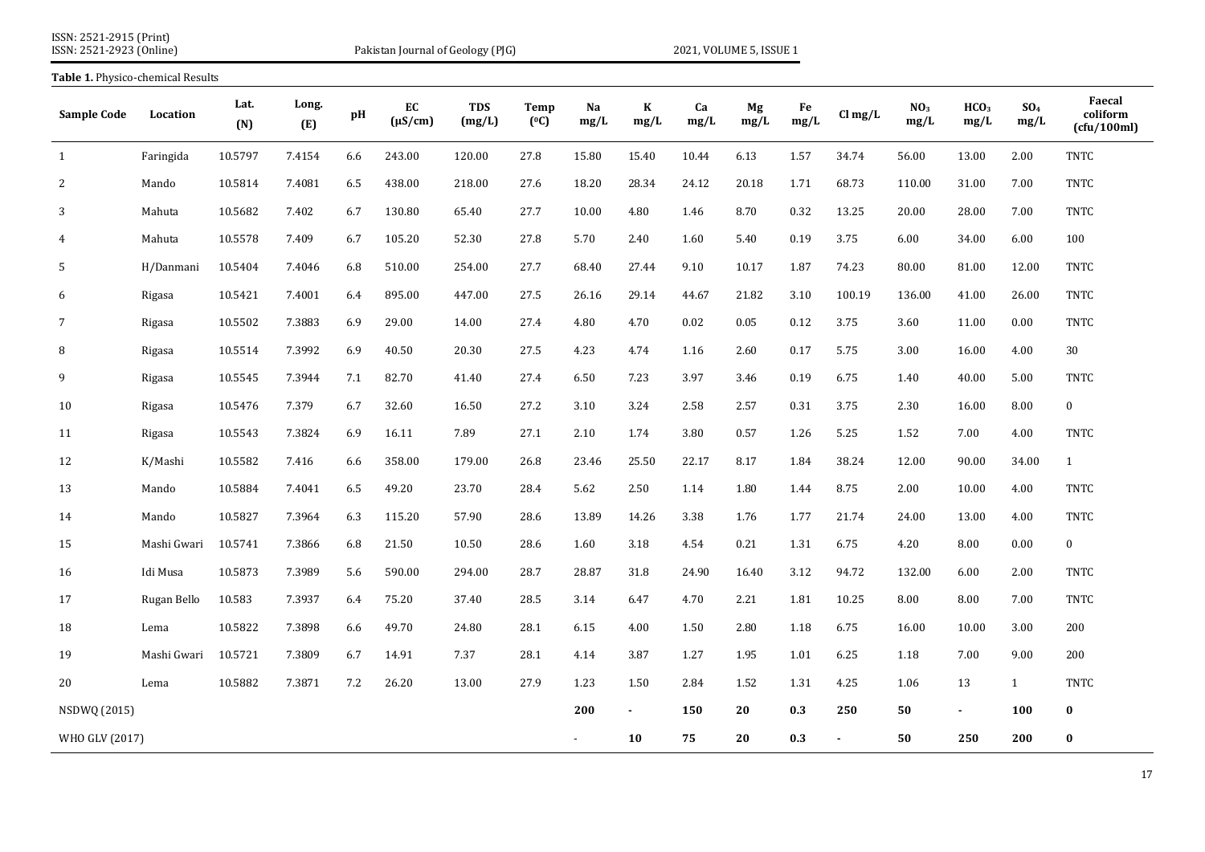**Table 1.** Physico-chemical Results

| Sample Code | Location | Lat. (N) | Long. (E) | pH | EC (µS/cm) | TDS (mg/L) | Temp (⁰C) | Na mg/L | K mg/L | Ca mg/L | Mg mg/L | Fe mg/L | Cl mg/L | $NO_3$ mg/L | $HCO_3$ mg/L | $SO_4$ mg/L | Faecal coliform (cfu/100ml) |
|---|---|---|---|---|---|---|---|---|---|---|---|---|---|---|---|---|---|
| 1 | Faringida | 10.5797 | 7.4154 | 6.6 | 243.00 | 120.00 | 27.8 | 15.80 | 15.40 | 10.44 | 6.13 | 1.57 | 34.74 | 56.00 | 13.00 | 2.00 | TNTC |
| 2 | Mando | 10.5814 | 7.4081 | 6.5 | 438.00 | 218.00 | 27.6 | 18.20 | 28.34 | 24.12 | 20.18 | 1.71 | 68.73 | 110.00 | 31.00 | 7.00 | TNTC |
| 3 | Mahuta | 10.5682 | 7.402 | 6.7 | 130.80 | 65.40 | 27.7 | 10.00 | 4.80 | 1.46 | 8.70 | 0.32 | 13.25 | 20.00 | 28.00 | 7.00 | TNTC |
| 4 | Mahuta | 10.5578 | 7.409 | 6.7 | 105.20 | 52.30 | 27.8 | 5.70 | 2.40 | 1.60 | 5.40 | 0.19 | 3.75 | 6.00 | 34.00 | 6.00 | 100 |
| 5 | H/Danmani | 10.5404 | 7.4046 | 6.8 | 510.00 | 254.00 | 27.7 | 68.40 | 27.44 | 9.10 | 10.17 | 1.87 | 74.23 | 80.00 | 81.00 | 12.00 | TNTC |
| 6 | Rigasa | 10.5421 | 7.4001 | 6.4 | 895.00 | 447.00 | 27.5 | 26.16 | 29.14 | 44.67 | 21.82 | 3.10 | 100.19 | 136.00 | 41.00 | 26.00 | TNTC |
| 7 | Rigasa | 10.5502 | 7.3883 | 6.9 | 29.00 | 14.00 | 27.4 | 4.80 | 4.70 | 0.02 | 0.05 | 0.12 | 3.75 | 3.60 | 11.00 | 0.00 | TNTC |
| 8 | Rigasa | 10.5514 | 7.3992 | 6.9 | 40.50 | 20.30 | 27.5 | 4.23 | 4.74 | 1.16 | 2.60 | 0.17 | 5.75 | 3.00 | 16.00 | 4.00 | 30 |
| 9 | Rigasa | 10.5545 | 7.3944 | 7.1 | 82.70 | 41.40 | 27.4 | 6.50 | 7.23 | 3.97 | 3.46 | 0.19 | 6.75 | 1.40 | 40.00 | 5.00 | TNTC |
| 10 | Rigasa | 10.5476 | 7.379 | 6.7 | 32.60 | 16.50 | 27.2 | 3.10 | 3.24 | 2.58 | 2.57 | 0.31 | 3.75 | 2.30 | 16.00 | 8.00 | 0 |
| 11 | Rigasa | 10.5543 | 7.3824 | 6.9 | 16.11 | 7.89 | 27.1 | 2.10 | 1.74 | 3.80 | 0.57 | 1.26 | 5.25 | 1.52 | 7.00 | 4.00 | TNTC |
| 12 | K/Mashi | 10.5582 | 7.416 | 6.6 | 358.00 | 179.00 | 26.8 | 23.46 | 25.50 | 22.17 | 8.17 | 1.84 | 38.24 | 12.00 | 90.00 | 34.00 | 1 |
| 13 | Mando | 10.5884 | 7.4041 | 6.5 | 49.20 | 23.70 | 28.4 | 5.62 | 2.50 | 1.14 | 1.80 | 1.44 | 8.75 | 2.00 | 10.00 | 4.00 | TNTC |
| 14 | Mando | 10.5827 | 7.3964 | 6.3 | 115.20 | 57.90 | 28.6 | 13.89 | 14.26 | 3.38 | 1.76 | 1.77 | 21.74 | 24.00 | 13.00 | 4.00 | TNTC |
| 15 | Mashi Gwari | 10.5741 | 7.3866 | 6.8 | 21.50 | 10.50 | 28.6 | 1.60 | 3.18 | 4.54 | 0.21 | 1.31 | 6.75 | 4.20 | 8.00 | 0.00 | 0 |
| 16 | Idi Musa | 10.5873 | 7.3989 | 5.6 | 590.00 | 294.00 | 28.7 | 28.87 | 31.8 | 24.90 | 16.40 | 3.12 | 94.72 | 132.00 | 6.00 | 2.00 | TNTC |
| 17 | Rugan Bello | 10.583 | 7.3937 | 6.4 | 75.20 | 37.40 | 28.5 | 3.14 | 6.47 | 4.70 | 2.21 | 1.81 | 10.25 | 8.00 | 8.00 | 7.00 | TNTC |
| 18 | Lema | 10.5822 | 7.3898 | 6.6 | 49.70 | 24.80 | 28.1 | 6.15 | 4.00 | 1.50 | 2.80 | 1.18 | 6.75 | 16.00 | 10.00 | 3.00 | 200 |
| 19 | Mashi Gwari | 10.5721 | 7.3809 | 6.7 | 14.91 | 7.37 | 28.1 | 4.14 | 3.87 | 1.27 | 1.95 | 1.01 | 6.25 | 1.18 | 7.00 | 9.00 | 200 |
| 20 | Lema | 10.5882 | 7.3871 | 7.2 | 26.20 | 13.00 | 27.9 | 1.23 | 1.50 | 2.84 | 1.52 | 1.31 | 4.25 | 1.06 | 13 | 1 | TNTC |
| NSDWQ (2015) | | | | | | | | **200** | **-** | **150** | **20** | **0.3** | **250** | **50** | **-** | **100** | **0** |
| WHO GLV (2017) | | | | | | | | - | **10** | **75** | **20** | **0.3** | **-** | **50** | **250** | **200** | **0** |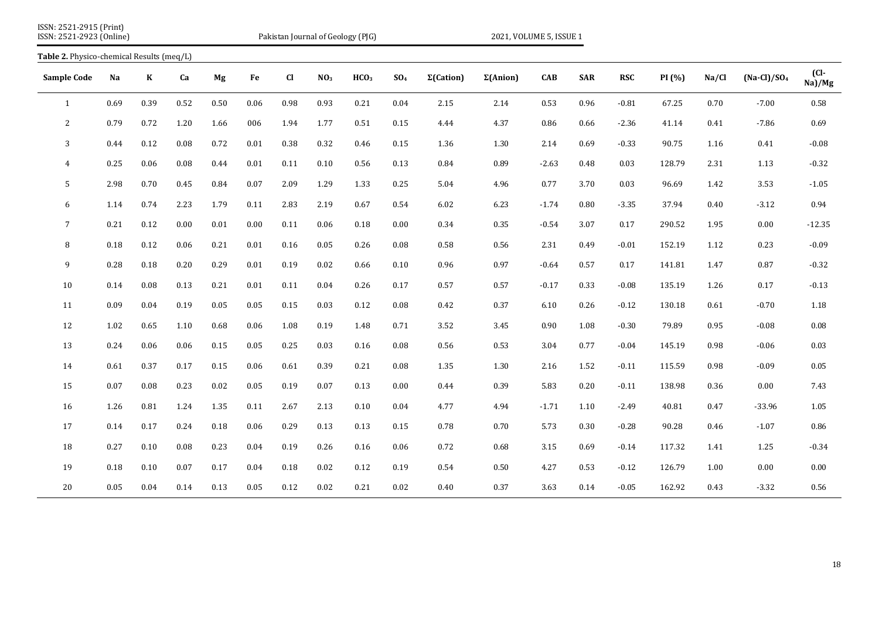**Table 2.** Physico-chemical Results (meq/L)

| Sample Code | Na | K | Ca | Mg | Fe | Cl | $NO_3$ | $HCO_3$ | $SO_4$ | Σ(Cation) | Σ(Anion) | CAB | SAR | RSC | PI (%) | Na/Cl | $(Na\text{-}Cl)/SO_4$ | (Cl-Na)/Mg |
|---|---|---|---|---|---|---|---|---|---|---|---|---|---|---|---|---|---|---|
| 1 | 0.69 | 0.39 | 0.52 | 0.50 | 0.06 | 0.98 | 0.93 | 0.21 | 0.04 | 2.15 | 2.14 | 0.53 | 0.96 | -0.81 | 67.25 | 0.70 | -7.00 | 0.58 |
| 2 | 0.79 | 0.72 | 1.20 | 1.66 | 006 | 1.94 | 1.77 | 0.51 | 0.15 | 4.44 | 4.37 | 0.86 | 0.66 | -2.36 | 41.14 | 0.41 | -7.86 | 0.69 |
| 3 | 0.44 | 0.12 | 0.08 | 0.72 | 0.01 | 0.38 | 0.32 | 0.46 | 0.15 | 1.36 | 1.30 | 2.14 | 0.69 | -0.33 | 90.75 | 1.16 | 0.41 | -0.08 |
| 4 | 0.25 | 0.06 | 0.08 | 0.44 | 0.01 | 0.11 | 0.10 | 0.56 | 0.13 | 0.84 | 0.89 | -2.63 | 0.48 | 0.03 | 128.79 | 2.31 | 1.13 | -0.32 |
| 5 | 2.98 | 0.70 | 0.45 | 0.84 | 0.07 | 2.09 | 1.29 | 1.33 | 0.25 | 5.04 | 4.96 | 0.77 | 3.70 | 0.03 | 96.69 | 1.42 | 3.53 | -1.05 |
| 6 | 1.14 | 0.74 | 2.23 | 1.79 | 0.11 | 2.83 | 2.19 | 0.67 | 0.54 | 6.02 | 6.23 | -1.74 | 0.80 | -3.35 | 37.94 | 0.40 | -3.12 | 0.94 |
| 7 | 0.21 | 0.12 | 0.00 | 0.01 | 0.00 | 0.11 | 0.06 | 0.18 | 0.00 | 0.34 | 0.35 | -0.54 | 3.07 | 0.17 | 290.52 | 1.95 | 0.00 | -12.35 |
| 8 | 0.18 | 0.12 | 0.06 | 0.21 | 0.01 | 0.16 | 0.05 | 0.26 | 0.08 | 0.58 | 0.56 | 2.31 | 0.49 | -0.01 | 152.19 | 1.12 | 0.23 | -0.09 |
| 9 | 0.28 | 0.18 | 0.20 | 0.29 | 0.01 | 0.19 | 0.02 | 0.66 | 0.10 | 0.96 | 0.97 | -0.64 | 0.57 | 0.17 | 141.81 | 1.47 | 0.87 | -0.32 |
| 10 | 0.14 | 0.08 | 0.13 | 0.21 | 0.01 | 0.11 | 0.04 | 0.26 | 0.17 | 0.57 | 0.57 | -0.17 | 0.33 | -0.08 | 135.19 | 1.26 | 0.17 | -0.13 |
| 11 | 0.09 | 0.04 | 0.19 | 0.05 | 0.05 | 0.15 | 0.03 | 0.12 | 0.08 | 0.42 | 0.37 | 6.10 | 0.26 | -0.12 | 130.18 | 0.61 | -0.70 | 1.18 |
| 12 | 1.02 | 0.65 | 1.10 | 0.68 | 0.06 | 1.08 | 0.19 | 1.48 | 0.71 | 3.52 | 3.45 | 0.90 | 1.08 | -0.30 | 79.89 | 0.95 | -0.08 | 0.08 |
| 13 | 0.24 | 0.06 | 0.06 | 0.15 | 0.05 | 0.25 | 0.03 | 0.16 | 0.08 | 0.56 | 0.53 | 3.04 | 0.77 | -0.04 | 145.19 | 0.98 | -0.06 | 0.03 |
| 14 | 0.61 | 0.37 | 0.17 | 0.15 | 0.06 | 0.61 | 0.39 | 0.21 | 0.08 | 1.35 | 1.30 | 2.16 | 1.52 | -0.11 | 115.59 | 0.98 | -0.09 | 0.05 |
| 15 | 0.07 | 0.08 | 0.23 | 0.02 | 0.05 | 0.19 | 0.07 | 0.13 | 0.00 | 0.44 | 0.39 | 5.83 | 0.20 | -0.11 | 138.98 | 0.36 | 0.00 | 7.43 |
| 16 | 1.26 | 0.81 | 1.24 | 1.35 | 0.11 | 2.67 | 2.13 | 0.10 | 0.04 | 4.77 | 4.94 | -1.71 | 1.10 | -2.49 | 40.81 | 0.47 | -33.96 | 1.05 |
| 17 | 0.14 | 0.17 | 0.24 | 0.18 | 0.06 | 0.29 | 0.13 | 0.13 | 0.15 | 0.78 | 0.70 | 5.73 | 0.30 | -0.28 | 90.28 | 0.46 | -1.07 | 0.86 |
| 18 | 0.27 | 0.10 | 0.08 | 0.23 | 0.04 | 0.19 | 0.26 | 0.16 | 0.06 | 0.72 | 0.68 | 3.15 | 0.69 | -0.14 | 117.32 | 1.41 | 1.25 | -0.34 |
| 19 | 0.18 | 0.10 | 0.07 | 0.17 | 0.04 | 0.18 | 0.02 | 0.12 | 0.19 | 0.54 | 0.50 | 4.27 | 0.53 | -0.12 | 126.79 | 1.00 | 0.00 | 0.00 |
| 20 | 0.05 | 0.04 | 0.14 | 0.13 | 0.05 | 0.12 | 0.02 | 0.21 | 0.02 | 0.40 | 0.37 | 3.63 | 0.14 | -0.05 | 162.92 | 0.43 | -3.32 | 0.56 |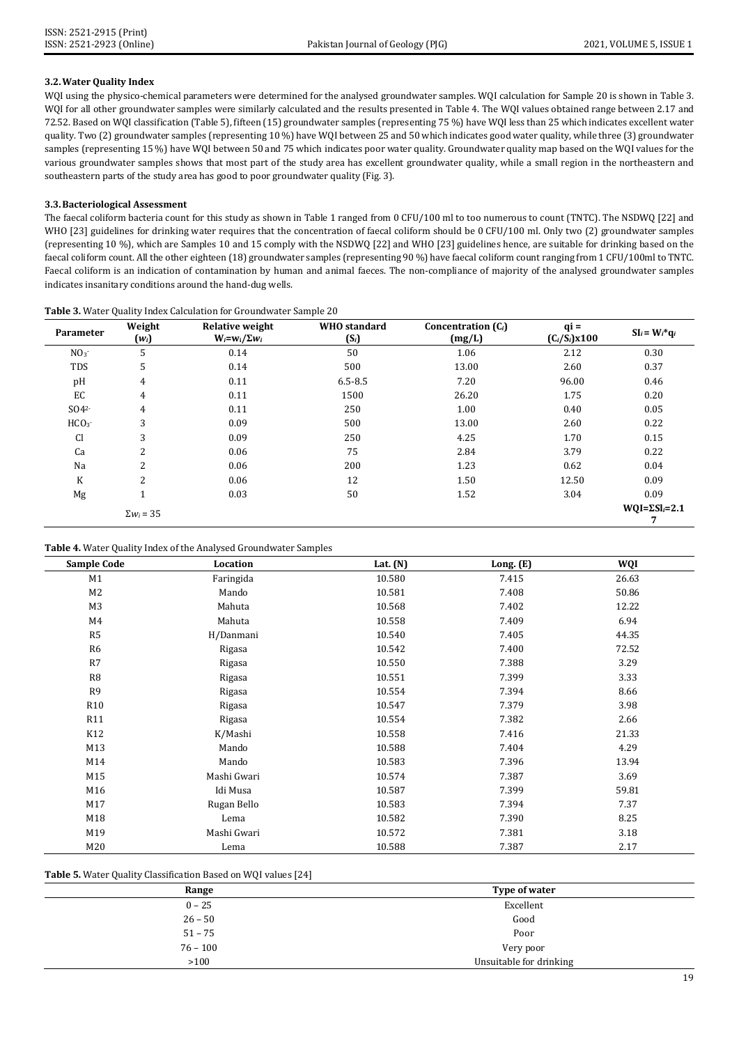### 3.2. Water Quality Index

WQI using the physico-chemical parameters were determined for the analysed groundwater samples. WQI calculation for Sample 20 is shown in Table 3. WQI for all other groundwater samples were similarly calculated and the results presented in Table 4. The WQI values obtained range between 2.17 and 72.52. Based on WQI classification (Table 5), fifteen (15) groundwater samples (representing 75 %) have WQI less than 25 which indicates excellent water quality. Two (2) groundwater samples (representing 10 %) have WQI between 25 and 50 which indicates good water quality, while three (3) groundwater samples (representing 15 %) have WQI between 50 and 75 which indicates poor water quality. Groundwater quality map based on the WQI values for the various groundwater samples shows that most part of the study area has excellent groundwater quality, while a small region in the northeastern and southeastern parts of the study area has good to poor groundwater quality (Fig. 3).

### 3.3. Bacteriological Assessment

The faecal coliform bacteria count for this study as shown in Table 1 ranged from 0 CFU/100 ml to too numerous to count (TNTC). The NSDWQ [22] and WHO [23] guidelines for drinking water requires that the concentration of faecal coliform should be 0 CFU/100 ml. Only two (2) groundwater samples (representing 10 %), which are Samples 10 and 15 comply with the NSDWQ [22] and WHO [23] guidelines hence, are suitable for drinking based on the faecal coliform count. All the other eighteen (18) groundwater samples (representing 90 %) have faecal coliform count ranging from 1 CFU/100ml to TNTC. Faecal coliform is an indication of contamination by human and animal faeces. The non-compliance of majority of the analysed groundwater samples indicates insanitary conditions around the hand-dug wells.

**Table 3.** Water Quality Index Calculation for Groundwater Sample 20

| Parameter | Weight ($w_i$) | Relative weight $W_i = w_i/\Sigma w_i$ | WHO standard ($S_i$) | Concentration ($C_i$) (mg/L) | $q_i = (C_i/S_i) \times 100$ | $SI_i = W_i * q_i$ |
|---|---|---|---|---|---|---|
| $NO_3^-$ | 5 | 0.14 | 50 | 1.06 | 2.12 | 0.30 |
| TDS | 5 | 0.14 | 500 | 13.00 | 2.60 | 0.37 |
| pH | 4 | 0.11 | 6.5-8.5 | 7.20 | 96.00 | 0.46 |
| EC | 4 | 0.11 | 1500 | 26.20 | 1.75 | 0.20 |
| $SO_4^{2-}$ | 4 | 0.11 | 250 | 1.00 | 0.40 | 0.05 |
| $HCO_3^-$ | 3 | 0.09 | 500 | 13.00 | 2.60 | 0.22 |
| Cl | 3 | 0.09 | 250 | 4.25 | 1.70 | 0.15 |
| Ca | 2 | 0.06 | 75 | 2.84 | 3.79 | 0.22 |
| Na | 2 | 0.06 | 200 | 1.23 | 0.62 | 0.04 |
| K | 2 | 0.06 | 12 | 1.50 | 12.50 | 0.09 |
| Mg | 1 | 0.03 | 50 | 1.52 | 3.04 | 0.09 |
| | $\Sigma w_i = 35$ | | | | | $WQI = \Sigma SI_i = 2.17$ |

**Table 4.** Water Quality Index of the Analysed Groundwater Samples

| Sample Code | Location | Lat. (N) | Long. (E) | WQI |
|---|---|---|---|---|
| M1 | Faringida | 10.580 | 7.415 | 26.63 |
| M2 | Mando | 10.581 | 7.408 | 50.86 |
| M3 | Mahuta | 10.568 | 7.402 | 12.22 |
| M4 | Mahuta | 10.558 | 7.409 | 6.94 |
| R5 | H/Danmani | 10.540 | 7.405 | 44.35 |
| R6 | Rigasa | 10.542 | 7.400 | 72.52 |
| R7 | Rigasa | 10.550 | 7.388 | 3.29 |
| R8 | Rigasa | 10.551 | 7.399 | 3.33 |
| R9 | Rigasa | 10.554 | 7.394 | 8.66 |
| R10 | Rigasa | 10.547 | 7.379 | 3.98 |
| R11 | Rigasa | 10.554 | 7.382 | 2.66 |
| K12 | K/Mashi | 10.558 | 7.416 | 21.33 |
| M13 | Mando | 10.588 | 7.404 | 4.29 |
| M14 | Mando | 10.583 | 7.396 | 13.94 |
| M15 | Mashi Gwari | 10.574 | 7.387 | 3.69 |
| M16 | Idi Musa | 10.587 | 7.399 | 59.81 |
| M17 | Rugan Bello | 10.583 | 7.394 | 7.37 |
| M18 | Lema | 10.582 | 7.390 | 8.25 |
| M19 | Mashi Gwari | 10.572 | 7.381 | 3.18 |
| M20 | Lema | 10.588 | 7.387 | 2.17 |

**Table 5.** Water Quality Classification Based on WQI values [24]

| Range | Type of water |
|---|---|
| 0 – 25 | Excellent |
| 26 – 50 | Good |
| 51 – 75 | Poor |
| 76 – 100 | Very poor |
| >100 | Unsuitable for drinking |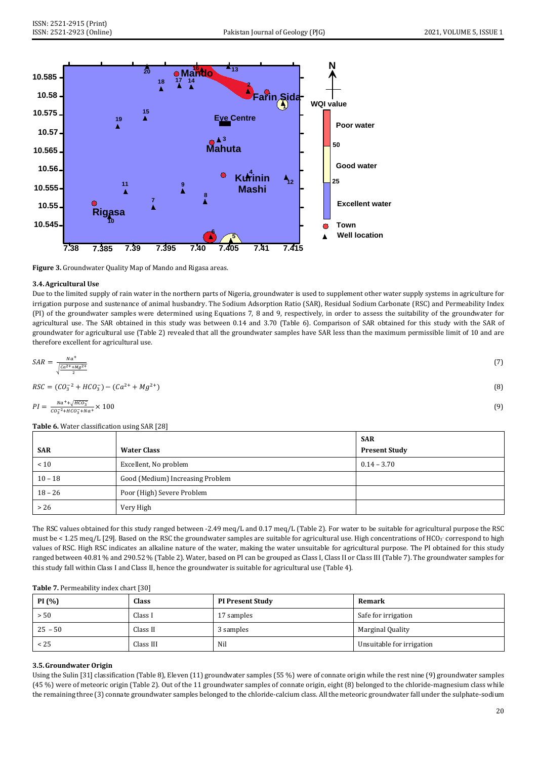**Figure 3.** Groundwater Quality Map of Mando and Rigasa areas.

### 3.4. Agricultural Use

Due to the limited supply of rain water in the northern parts of Nigeria, groundwater is used to supplement other water supply systems in agriculture for irrigation purpose and sustenance of animal husbandry. The Sodium Adsorption Ratio (SAR), Residual Sodium Carbonate (RSC) and Permeability Index (PI) of the groundwater samples were determined using Equations 7, 8 and 9, respectively, in order to assess the suitability of the groundwater for agricultural use. The SAR obtained in this study was between 0.14 and 3.70 (Table 6). Comparison of SAR obtained for this study with the SAR of groundwater for agricultural use (Table 2) revealed that all the groundwater samples have SAR less than the maximum permissible limit of 10 and are therefore excellent for agricultural use.

$$SAR = \frac{Na^{+}}{\sqrt{\frac{Ca^{2+}+Mg^{2+}}{2}}} \quad (7)$$

$$RSC = (CO_3^{-2} + HCO_3^{-}) - (Ca^{2+} + Mg^{2+}) \quad (8)$$

$$PI = \frac{Na^{+}+\sqrt{HCO_3^{-}}}{CO_3^{-2}+HCO_3^{-}+Na^{+}} \times 100 \quad (9)$$

**Table 6.** Water classification using SAR [28]

| SAR | Water Class | SAR Present Study |
|---|---|---|
| < 10 | Excellent, No problem | 0.14 – 3.70 |
| 10 – 18 | Good (Medium) Increasing Problem | |
| 18 – 26 | Poor (High) Severe Problem | |
| > 26 | Very High | |

The RSC values obtained for this study ranged between -2.49 meq/L and 0.17 meq/L (Table 2). For water to be suitable for agricultural purpose the RSC must be < 1.25 meq/L [29]. Based on the RSC the groundwater samples are suitable for agricultural use. High concentrations of $HCO_3^-$ correspond to high values of RSC. High RSC indicates an alkaline nature of the water, making the water unsuitable for agricultural purpose. The PI obtained for this study ranged between 40.81 % and 290.52 % (Table 2). Water, based on PI can be grouped as Class I, Class II or Class III (Table 7). The groundwater samples for this study fall within Class I and Class II, hence the groundwater is suitable for agricultural use (Table 4).

**Table 7.** Permeability index chart [30]

| PI (%) | Class | PI Present Study | Remark |
|---|---|---|---|
| > 50 | Class I | 17 samples | Safe for irrigation |
| 25 – 50 | Class II | 3 samples | Marginal Quality |
| < 25 | Class III | Nil | Unsuitable for irrigation |

### 3.5. Groundwater Origin

Using the Sulin [31] classification (Table 8), Eleven (11) groundwater samples (55 %) were of connate origin while the rest nine (9) groundwater samples (45 %) were of meteoric origin (Table 2). Out of the 11 groundwater samples of connate origin, eight (8) belonged to the chloride-magnesium class while the remaining three (3) connate groundwater samples belonged to the chloride-calcium class. All the meteoric groundwater fall under the sulphate-sodium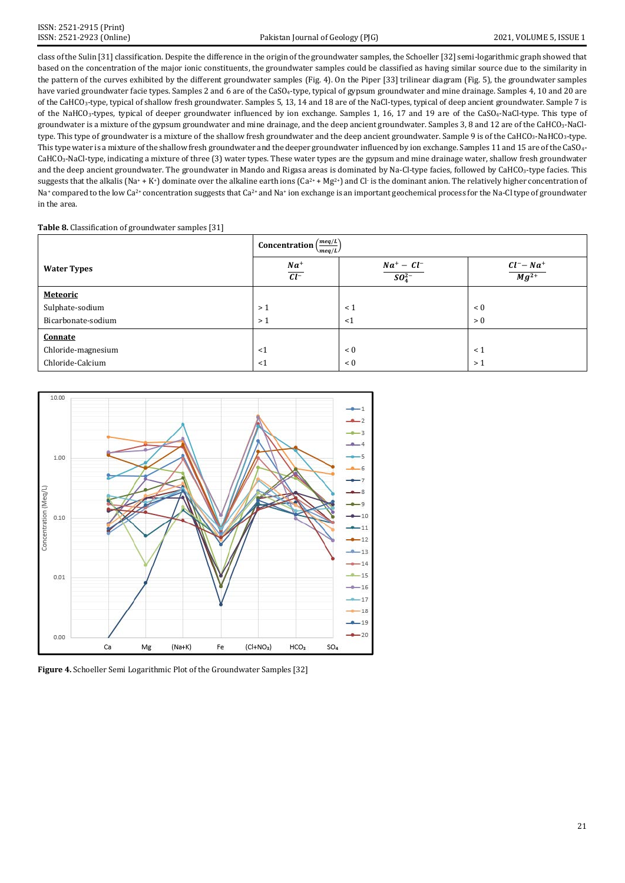class of the Sulin [31] classification. Despite the difference in the origin of the groundwater samples, the Schoeller [32] semi-logarithmic graph showed that based on the concentration of the major ionic constituents, the groundwater samples could be classified as having similar source due to the similarity in the pattern of the curves exhibited by the different groundwater samples (Fig. 4). On the Piper [33] trilinear diagram (Fig. 5), the groundwater samples have varied groundwater facie types. Samples 2 and 6 are of the $CaSO_4$-type, typical of gypsum groundwater and mine drainage. Samples 4, 10 and 20 are of the $CaHCO_3$-type, typical of shallow fresh groundwater. Samples 5, 13, 14 and 18 are of the NaCl-types, typical of deep ancient groundwater. Sample 7 is of the $NaHCO_3$-types, typical of deeper groundwater influenced by ion exchange. Samples 1, 16, 17 and 19 are of the $CaSO_4$-NaCl-type. This type of groundwater is a mixture of the gypsum groundwater and mine drainage, and the deep ancient groundwater. Samples 3, 8 and 12 are of the $CaHCO_3$-NaCl-type. This type of groundwater is a mixture of the shallow fresh groundwater and the deep ancient groundwater. Sample 9 is of the $CaHCO_3$-$NaHCO_3$-type. This type water is a mixture of the shallow fresh groundwater and the deeper groundwater influenced by ion exchange. Samples 11 and 15 are of the $CaSO_4$-$CaHCO_3$-NaCl-type, indicating a mixture of three (3) water types. These water types are the gypsum and mine drainage water, shallow fresh groundwater and the deep ancient groundwater. The groundwater in Mando and Rigasa areas is dominated by Na-Cl-type facies, followed by $CaHCO_3$-type facies. This suggests that the alkalis ($Na^+ + K^+$) dominate over the alkaline earth ions ($Ca^{2+} + Mg^{2+}$) and $Cl^-$ is the dominant anion. The relatively higher concentration of $Na^+$ compared to the low $Ca^{2+}$ concentration suggests that $Ca^{2+}$ and $Na^+$ ion exchange is an important geochemical process for the Na-Cl type of groundwater in the area.

**Table 8.** Classification of groundwater samples [31]

| Water Types | Concentration $\left(\frac{meq/L}{meq/L}\right)$ | | |
|---|---|---|---|
| | $\frac{Na^+}{Cl^-}$ | $\frac{Na^+ - Cl^-}{SO_4^{2-}}$ | $\frac{Cl^- - Na^+}{Mg^{2+}}$ |
| **Meteoric** | | | |
| Sulphate-sodium | > 1 | < 1 | < 0 |
| Bicarbonate-sodium | > 1 | <1 | > 0 |
| **Connate** | | | |
| Chloride-magnesium | <1 | < 0 | < 1 |
| Chloride-Calcium | <1 | < 0 | > 1 |

**Figure 4.** Schoeller Semi Logarithmic Plot of the Groundwater Samples [32]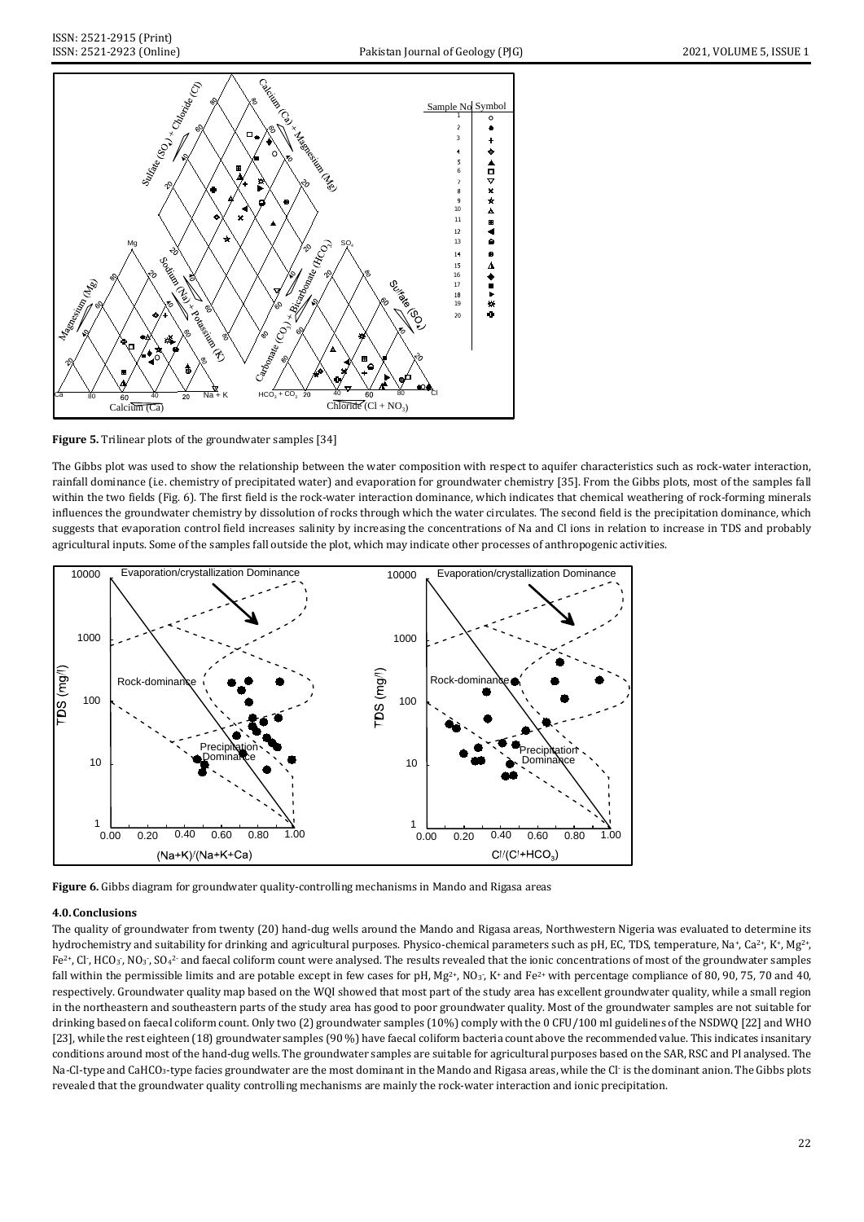**Figure 5.** Trilinear plots of the groundwater samples [34]

The Gibbs plot was used to show the relationship between the water composition with respect to aquifer characteristics such as rock-water interaction, rainfall dominance (i.e. chemistry of precipitated water) and evaporation for groundwater chemistry [35]. From the Gibbs plots, most of the samples fall within the two fields (Fig. 6). The first field is the rock-water interaction dominance, which indicates that chemical weathering of rock-forming minerals influences the groundwater chemistry by dissolution of rocks through which the water circulates. The second field is the precipitation dominance, which suggests that evaporation control field increases salinity by increasing the concentrations of Na and Cl ions in relation to increase in TDS and probably agricultural inputs. Some of the samples fall outside the plot, which may indicate other processes of anthropogenic activities.

**Figure 6.** Gibbs diagram for groundwater quality-controlling mechanisms in Mando and Rigasa areas

### 4.0. Conclusions

The quality of groundwater from twenty (20) hand-dug wells around the Mando and Rigasa areas, Northwestern Nigeria was evaluated to determine its hydrochemistry and suitability for drinking and agricultural purposes. Physico-chemical parameters such as pH, EC, TDS, temperature, $Na^+$, $Ca^{2+}$, $K^+$, $Mg^{2+}$, $Fe^{2+}$, $Cl^-$, $HCO_3^-$, $NO_3^-$, $SO_4^{2-}$ and faecal coliform count were analysed. The results revealed that the ionic concentrations of most of the groundwater samples fall within the permissible limits and are potable except in few cases for pH, $Mg^{2+}$, $NO_3^-$, $K^+$ and $Fe^{2+}$ with percentage compliance of 80, 90, 75, 70 and 40, respectively. Groundwater quality map based on the WQI showed that most part of the study area has excellent groundwater quality, while a small region in the northeastern and southeastern parts of the study area has good to poor groundwater quality. Most of the groundwater samples are not suitable for drinking based on faecal coliform count. Only two (2) groundwater samples (10%) comply with the 0 CFU/100 ml guidelines of the NSDWQ [22] and WHO [23], while the rest eighteen (18) groundwater samples (90 %) have faecal coliform bacteria count above the recommended value. This indicates insanitary conditions around most of the hand-dug wells. The groundwater samples are suitable for agricultural purposes based on the SAR, RSC and PI analysed. The Na-Cl-type and $CaHCO_3$-type facies groundwater are the most dominant in the Mando and Rigasa areas, while the $Cl^-$ is the dominant anion. The Gibbs plots revealed that the groundwater quality controlling mechanisms are mainly the rock-water interaction and ionic precipitation.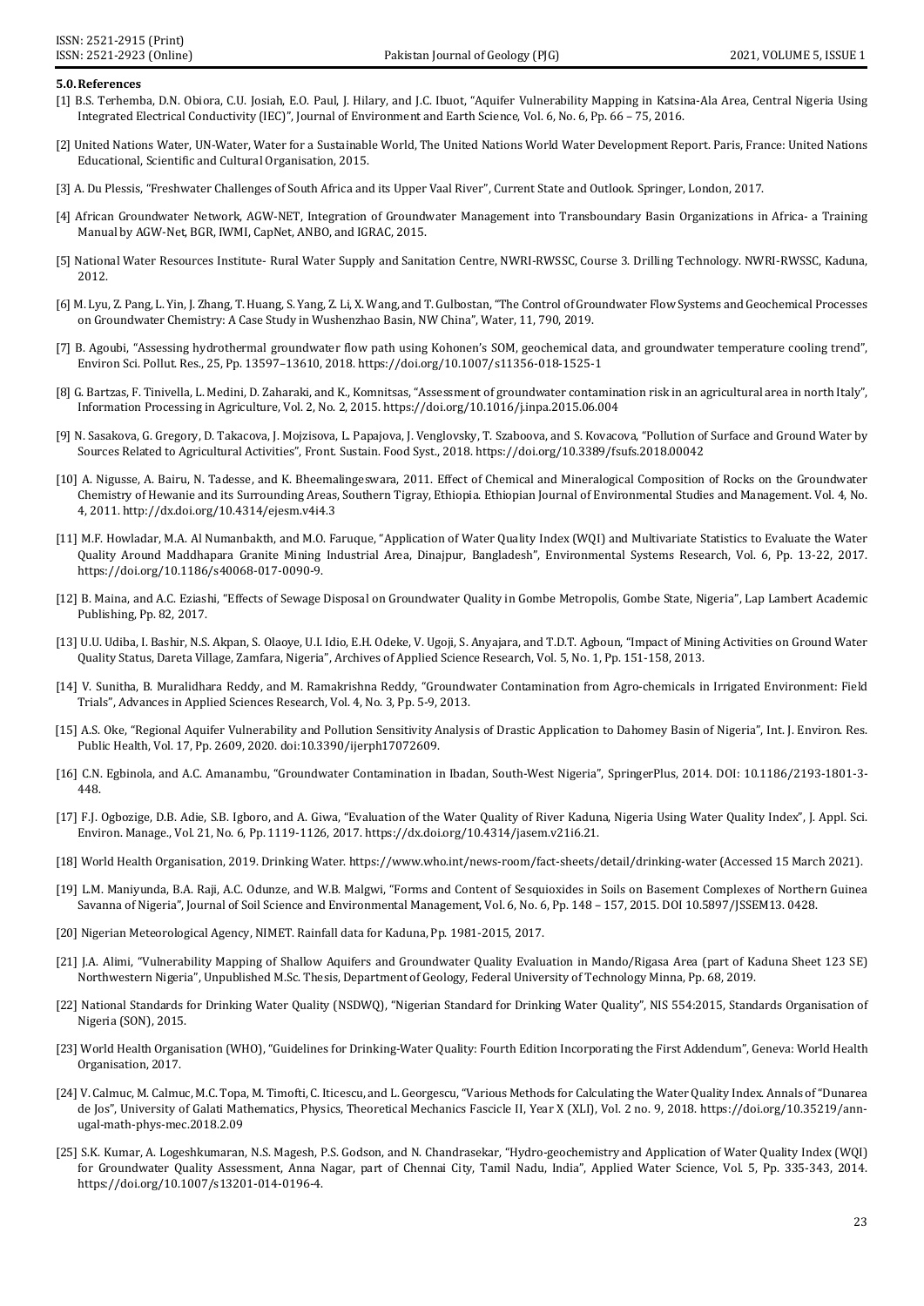### 5.0. References

[1] B.S. Terhemba, D.N. Obiora, C.U. Josiah, E.O. Paul, J. Hilary, and J.C. Ibuot, "Aquifer Vulnerability Mapping in Katsina-Ala Area, Central Nigeria Using Integrated Electrical Conductivity (IEC)", Journal of Environment and Earth Science, Vol. 6, No. 6, Pp. 66 – 75, 2016.

[2] United Nations Water, UN-Water, Water for a Sustainable World, The United Nations World Water Development Report. Paris, France: United Nations Educational, Scientific and Cultural Organisation, 2015.

[3] A. Du Plessis, "Freshwater Challenges of South Africa and its Upper Vaal River", Current State and Outlook. Springer, London, 2017.

[4] African Groundwater Network, AGW-NET, Integration of Groundwater Management into Transboundary Basin Organizations in Africa- a Training Manual by AGW-Net, BGR, IWMI, CapNet, ANBO, and IGRAC, 2015.

[5] National Water Resources Institute- Rural Water Supply and Sanitation Centre, NWRI-RWSSC, Course 3. Drilling Technology. NWRI-RWSSC, Kaduna, 2012.

[6] M. Lyu, Z. Pang, L. Yin, J. Zhang, T. Huang, S. Yang, Z. Li, X. Wang, and T. Gulbostan, "The Control of Groundwater Flow Systems and Geochemical Processes on Groundwater Chemistry: A Case Study in Wushenzhao Basin, NW China", Water, 11, 790, 2019.

[7] B. Agoubi, "Assessing hydrothermal groundwater flow path using Kohonen's SOM, geochemical data, and groundwater temperature cooling trend", Environ Sci. Pollut. Res., 25, Pp. 13597–13610, 2018. https://doi.org/10.1007/s11356-018-1525-1

[8] G. Bartzas, F. Tinivella, L. Medini, D. Zaharaki, and K., Komnitsas, "Assessment of groundwater contamination risk in an agricultural area in north Italy", Information Processing in Agriculture, Vol. 2, No. 2, 2015. https://doi.org/10.1016/j.inpa.2015.06.004

[9] N. Sasakova, G. Gregory, D. Takacova, J. Mojzisova, L. Papajova, J. Venglovsky, T. Szaboova, and S. Kovacova, "Pollution of Surface and Ground Water by Sources Related to Agricultural Activities", Front. Sustain. Food Syst., 2018. https://doi.org/10.3389/fsufs.2018.00042

[10] A. Nigusse, A. Bairu, N. Tadesse, and K. Bheemalingeswara, 2011. Effect of Chemical and Mineralogical Composition of Rocks on the Groundwater Chemistry of Hewanie and its Surrounding Areas, Southern Tigray, Ethiopia. Ethiopian Journal of Environmental Studies and Management. Vol. 4, No. 4, 2011. http://dx.doi.org/10.4314/ejesm.v4i4.3

[11] M.F. Howladar, M.A. Al Numanbakth, and M.O. Faruque, "Application of Water Quality Index (WQI) and Multivariate Statistics to Evaluate the Water Quality Around Maddhapara Granite Mining Industrial Area, Dinajpur, Bangladesh", Environmental Systems Research, Vol. 6, Pp. 13-22, 2017. https://doi.org/10.1186/s40068-017-0090-9.

[12] B. Maina, and A.C. Eziashi, "Effects of Sewage Disposal on Groundwater Quality in Gombe Metropolis, Gombe State, Nigeria", Lap Lambert Academic Publishing, Pp. 82, 2017.

[13] U.U. Udiba, I. Bashir, N.S. Akpan, S. Olaoye, U.I. Idio, E.H. Odeke, V. Ugoji, S. Anyajara, and T.D.T. Agboun, "Impact of Mining Activities on Ground Water Quality Status, Dareta Village, Zamfara, Nigeria", Archives of Applied Science Research, Vol. 5, No. 1, Pp. 151-158, 2013.

[14] V. Sunitha, B. Muralidhara Reddy, and M. Ramakrishna Reddy, "Groundwater Contamination from Agro-chemicals in Irrigated Environment: Field Trials", Advances in Applied Sciences Research, Vol. 4, No. 3, Pp. 5-9, 2013.

[15] A.S. Oke, "Regional Aquifer Vulnerability and Pollution Sensitivity Analysis of Drastic Application to Dahomey Basin of Nigeria", Int. J. Environ. Res. Public Health, Vol. 17, Pp. 2609, 2020. doi:10.3390/ijerph17072609.

[16] C.N. Egbinola, and A.C. Amanambu, "Groundwater Contamination in Ibadan, South-West Nigeria", SpringerPlus, 2014. DOI: 10.1186/2193-1801-3-448.

[17] F.J. Ogbozige, D.B. Adie, S.B. Igboro, and A. Giwa, "Evaluation of the Water Quality of River Kaduna, Nigeria Using Water Quality Index", J. Appl. Sci. Environ. Manage., Vol. 21, No. 6, Pp. 1119-1126, 2017. https://dx.doi.org/10.4314/jasem.v21i6.21.

[18] World Health Organisation, 2019. Drinking Water. https://www.who.int/news-room/fact-sheets/detail/drinking-water (Accessed 15 March 2021).

[19] L.M. Maniyunda, B.A. Raji, A.C. Odunze, and W.B. Malgwi, "Forms and Content of Sesquioxides in Soils on Basement Complexes of Northern Guinea Savanna of Nigeria", Journal of Soil Science and Environmental Management, Vol. 6, No. 6, Pp. 148 – 157, 2015. DOI 10.5897/JSSEM13. 0428.

[20] Nigerian Meteorological Agency, NIMET. Rainfall data for Kaduna, Pp. 1981-2015, 2017.

[21] J.A. Alimi, "Vulnerability Mapping of Shallow Aquifers and Groundwater Quality Evaluation in Mando/Rigasa Area (part of Kaduna Sheet 123 SE) Northwestern Nigeria", Unpublished M.Sc. Thesis, Department of Geology, Federal University of Technology Minna, Pp. 68, 2019.

[22] National Standards for Drinking Water Quality (NSDWQ), "Nigerian Standard for Drinking Water Quality", NIS 554:2015, Standards Organisation of Nigeria (SON), 2015.

[23] World Health Organisation (WHO), "Guidelines for Drinking-Water Quality: Fourth Edition Incorporating the First Addendum", Geneva: World Health Organisation, 2017.

[24] V. Calmuc, M. Calmuc, M.C. Topa, M. Timofti, C. Iticescu, and L. Georgescu, "Various Methods for Calculating the Water Quality Index. Annals of "Dunarea de Jos", University of Galati Mathematics, Physics, Theoretical Mechanics Fascicle II, Year X (XLI), Vol. 2 no. 9, 2018. https://doi.org/10.35219/ann-ugal-math-phys-mec.2018.2.09

[25] S.K. Kumar, A. Logeshkumaran, N.S. Magesh, P.S. Godson, and N. Chandrasekar, "Hydro-geochemistry and Application of Water Quality Index (WQI) for Groundwater Quality Assessment, Anna Nagar, part of Chennai City, Tamil Nadu, India", Applied Water Science, Vol. 5, Pp. 335-343, 2014. https://doi.org/10.1007/s13201-014-0196-4.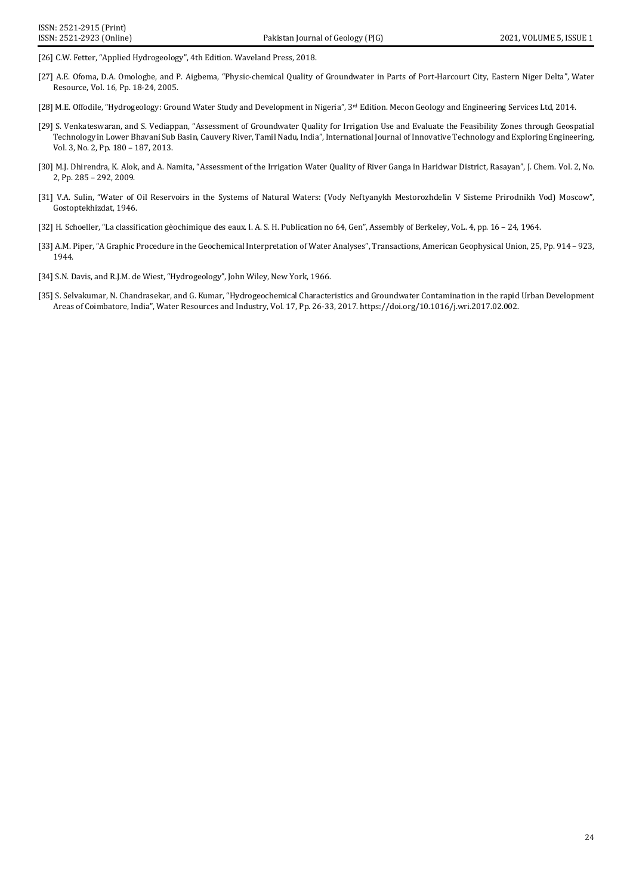[26] C.W. Fetter, "Applied Hydrogeology", 4th Edition. Waveland Press, 2018.

[27] A.E. Ofoma, D.A. Omologbe, and P. Aigbema, "Physic-chemical Quality of Groundwater in Parts of Port-Harcourt City, Eastern Niger Delta", Water Resource, Vol. 16, Pp. 18-24, 2005.

[28] M.E. Offodile, "Hydrogeology: Ground Water Study and Development in Nigeria", 3rd Edition. Mecon Geology and Engineering Services Ltd, 2014.

[29] S. Venkateswaran, and S. Vediappan, "Assessment of Groundwater Quality for Irrigation Use and Evaluate the Feasibility Zones through Geospatial Technology in Lower Bhavani Sub Basin, Cauvery River, Tamil Nadu, India", International Journal of Innovative Technology and Exploring Engineering, Vol. 3, No. 2, Pp. 180 – 187, 2013.

[30] M.J. Dhirendra, K. Alok, and A. Namita, "Assessment of the Irrigation Water Quality of River Ganga in Haridwar District, Rasayan", J. Chem. Vol. 2, No. 2, Pp. 285 – 292, 2009.

[31] V.A. Sulin, "Water of Oil Reservoirs in the Systems of Natural Waters: (Vody Neftyanykh Mestorozhdelin V Sisteme Prirodnikh Vod) Moscow", Gostoptekhizdat, 1946.

[32] H. Schoeller, "La classification gèochimique des eaux. I. A. S. H. Publication no 64, Gen", Assembly of Berkeley, VoL. 4, pp. 16 – 24, 1964.

[33] A.M. Piper, "A Graphic Procedure in the Geochemical Interpretation of Water Analyses", Transactions, American Geophysical Union, 25, Pp. 914 – 923, 1944.

[34] S.N. Davis, and R.J.M. de Wiest, "Hydrogeology", John Wiley, New York, 1966.

[35] S. Selvakumar, N. Chandrasekar, and G. Kumar, "Hydrogeochemical Characteristics and Groundwater Contamination in the rapid Urban Development Areas of Coimbatore, India", Water Resources and Industry, Vol. 17, Pp. 26-33, 2017. https://doi.org/10.1016/j.wri.2017.02.002.